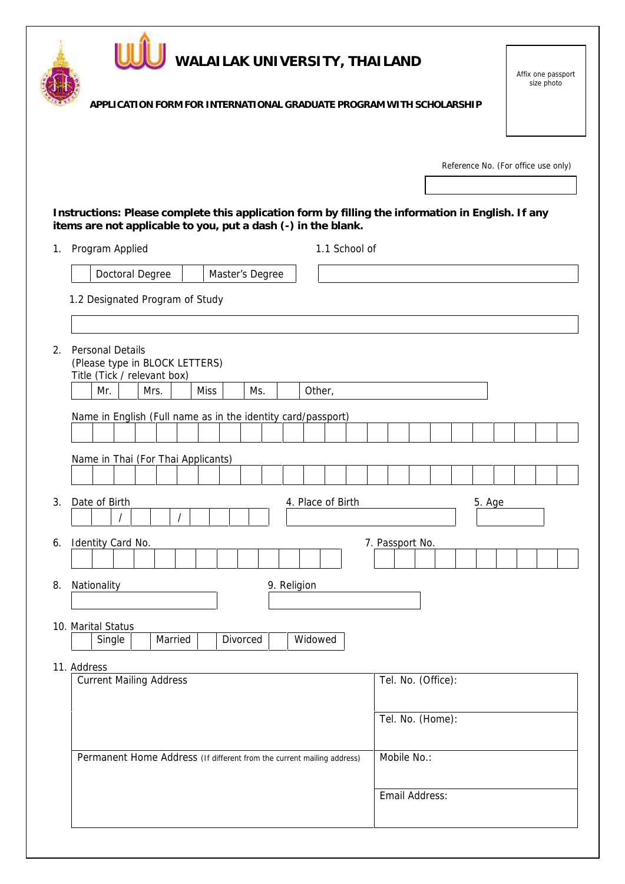# WALAILAK UNIVERSITY, THAILAND

Affix one passport size photo

**APPLICATION FORM FOR INTERNATIONAL GRADUATE PROGRAM WITH SCHOLARSHIP**

Reference No. (For office use only)

**Instructions: Please complete this application form by filling the information in English. If any items are not applicable to you, put a dash (-) in the blank.**

1. Program Applied
   - ☐ Doctoral Degree ☐ Master's Degree

   1.1 School of

   1.2 Designated Program of Study

2. Personal Details
   (Please type in BLOCK LETTERS)
   Title (Tick / relevant box)
   ☐ Mr. ☐ Mrs. ☐ Miss ☐ Ms. ☐ Other,

   Name in English (Full name as in the identity card/passport)

   Name in Thai (For Thai Applicants)

3. Date of Birth &nbsp;&nbsp; / &nbsp;&nbsp; /

4. Place of Birth

5. Age

6. Identity Card No.

7. Passport No.

8. Nationality

9. Religion

10. Marital Status
    ☐ Single ☐ Married ☐ Divorced ☐ Widowed

11. Address

| Current Mailing Address | Tel. No. (Office): |
|---|---|
| | Tel. No. (Home): |
| Permanent Home Address (If different from the current mailing address) | Mobile No.: |
| | Email Address: |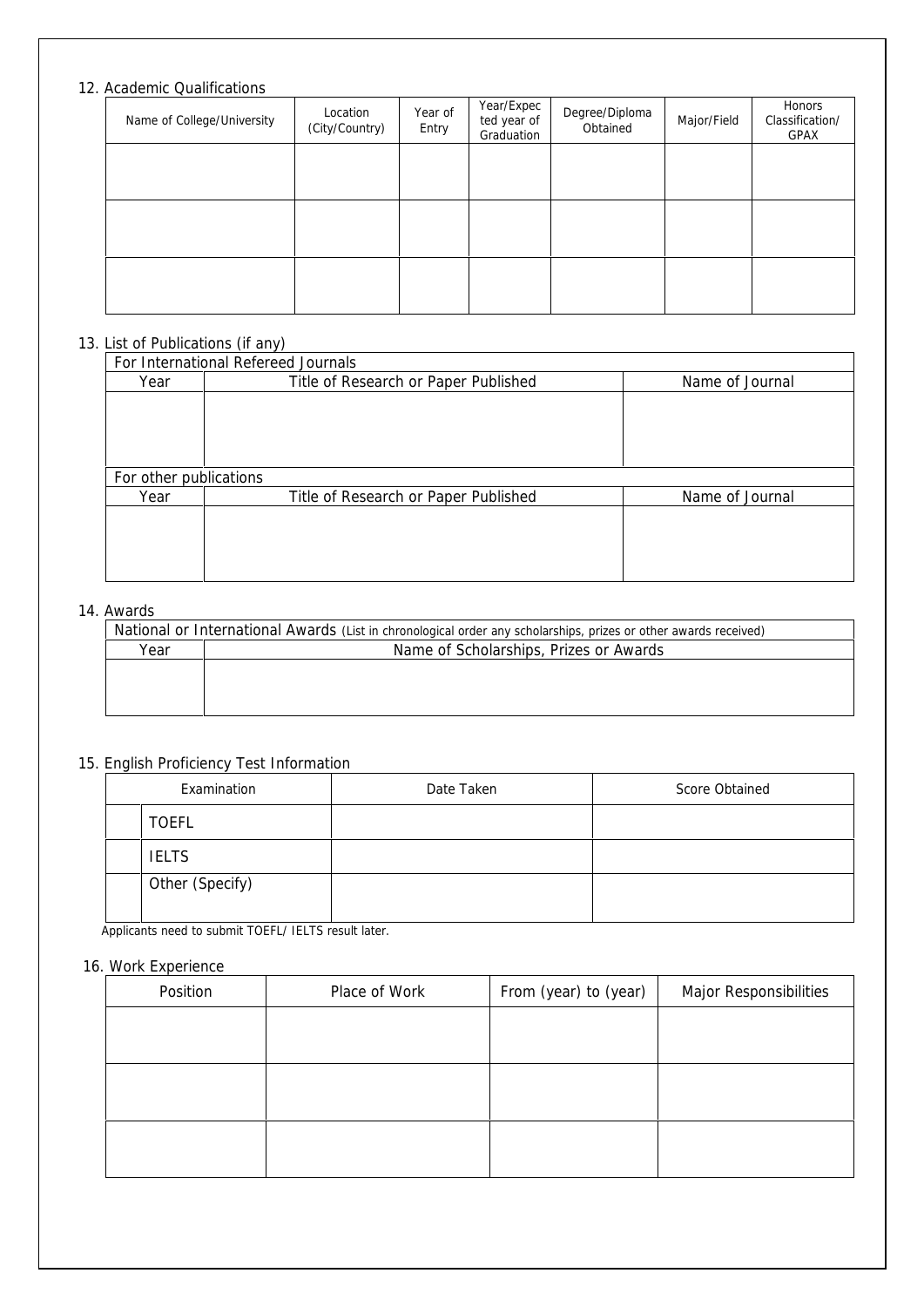12. Academic Qualifications

| Name of College/University | Location (City/Country) | Year of Entry | Year/Expected year of Graduation | Degree/Diploma Obtained | Major/Field | Honors Classification/ GPAX |
|---|---|---|---|---|---|---|
| | | | | | | |
| | | | | | | |
| | | | | | | |

13. List of Publications (if any)

| For International Refereed Journals | | |
|---|---|---|
| Year | Title of Research or Paper Published | Name of Journal |
| | | |
| **For other publications** | | |
| Year | Title of Research or Paper Published | Name of Journal |
| | | |

14. Awards

| National or International Awards (List in chronological order any scholarships, prizes or other awards received) | |
|---|---|
| Year | Name of Scholarships, Prizes or Awards |
| | |

15. English Proficiency Test Information

| | Examination | Date Taken | Score Obtained |
|---|---|---|---|
| | TOEFL | | |
| | IELTS | | |
| | Other (Specify) | | |

Applicants need to submit TOEFL/ IELTS result later.

16. Work Experience

| Position | Place of Work | From (year) to (year) | Major Responsibilities |
|---|---|---|---|
| | | | |
| | | | |
| | | | |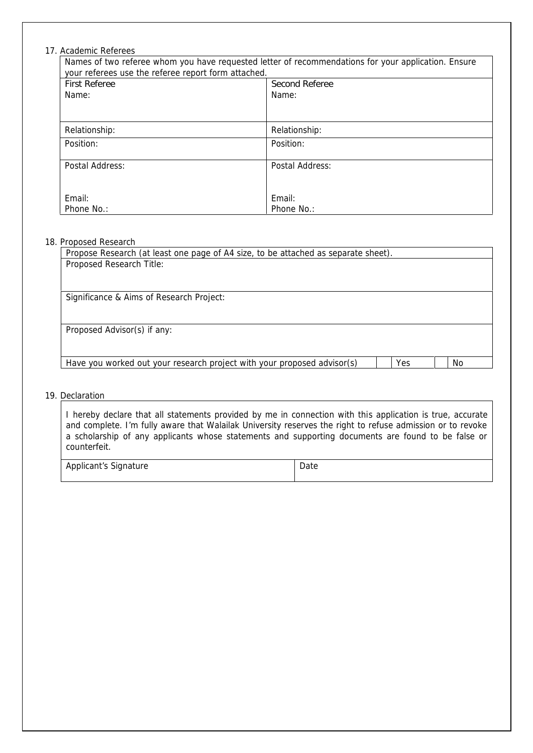17. Academic Referees

| Names of two referee whom you have requested letter of recommendations for your application. Ensure your referees use the referee report form attached. | |
|---|---|
| First Referee<br>Name: | Second Referee<br>Name: |
| Relationship: | Relationship: |
| Position: | Position: |
| Postal Address:<br><br>Email:<br>Phone No.: | Postal Address:<br><br>Email:<br>Phone No.: |

18. Proposed Research

| Propose Research (at least one page of A4 size, to be attached as separate sheet). | | | | |
|---|---|---|---|---|
| Proposed Research Title: | | | | |
| Significance & Aims of Research Project: | | | | |
| Proposed Advisor(s) if any: | | | | |
| Have you worked out your research project with your proposed advisor(s) | | Yes | | No |

19. Declaration

| I hereby declare that all statements provided by me in connection with this application is true, accurate and complete. I'm fully aware that Walailak University reserves the right to refuse admission or to revoke a scholarship of any applicants whose statements and supporting documents are found to be false or counterfeit. | |
|---|---|
| Applicant's Signature | Date |